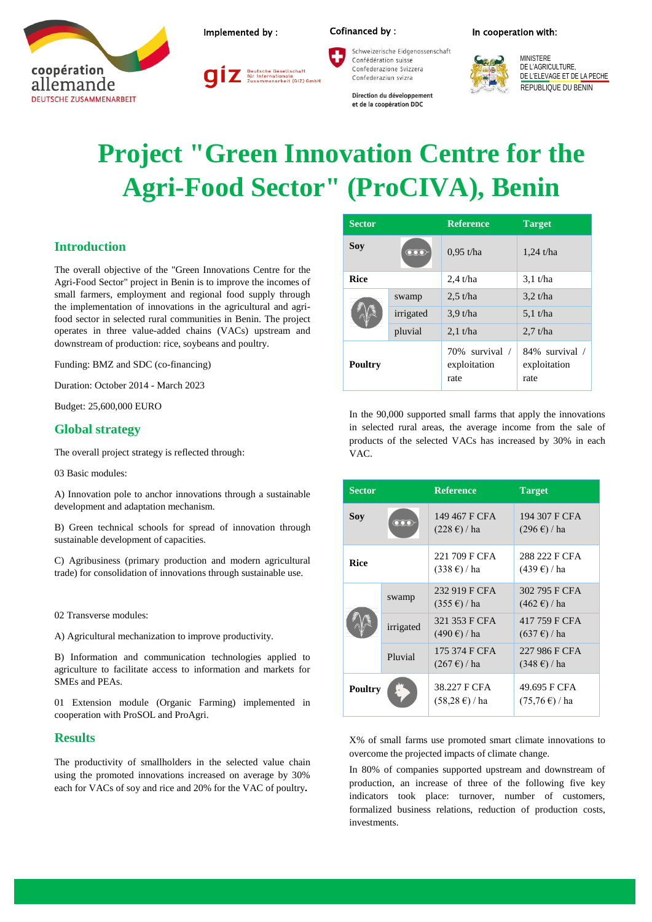coopération allemande
DEUTSCHE ZUSAMMENARBEIT

Implemented by :

giz Deutsche Gesellschaft für Internationale Zusammenarbeit (GIZ) GmbH

Cofinanced by :

Schweizerische Eidgenossenschaft
Confédération suisse
Confederazione Svizzera
Confederaziun svizra

Direction du développement et de la coopération DDC

In cooperation with:

MINISTERE DE L'AGRICULTURE, DE L'ELEVAGE ET DE LA PECHE
REPUBLIQUE DU BENIN

# Project "Green Innovation Centre for the Agri-Food Sector" (ProCIVA), Benin

## Introduction

The overall objective of the "Green Innovations Centre for the Agri-Food Sector" project in Benin is to improve the incomes of small farmers, employment and regional food supply through the implementation of innovations in the agricultural and agri-food sector in selected rural communities in Benin. The project operates in three value-added chains (VACs) upstream and downstream of production: rice, soybeans and poultry.

Funding: BMZ and SDC (co-financing)

Duration: October 2014 - March 2023

Budget: 25,600,000 EURO

## Global strategy

The overall project strategy is reflected through:

03 Basic modules:

A) Innovation pole to anchor innovations through a sustainable development and adaptation mechanism.

B) Green technical schools for spread of innovation through sustainable development of capacities.

C) Agribusiness (primary production and modern agricultural trade) for consolidation of innovations through sustainable use.

02 Transverse modules:

A) Agricultural mechanization to improve productivity.

B) Information and communication technologies applied to agriculture to facilitate access to information and markets for SMEs and PEAs.

01 Extension module (Organic Farming) implemented in cooperation with ProSOL and ProAgri.

## Results

The productivity of smallholders in the selected value chain using the promoted innovations increased on average by 30% each for VACs of soy and rice and 20% for the VAC of poultry.

| Sector | | Reference | Target |
|---|---|---|---|
| **Soy** | | 0,95 t/ha | 1,24 t/ha |
| **Rice** | | 2,4 t/ha | 3,1 t/ha |
| | swamp | 2,5 t/ha | 3,2 t/ha |
| | irrigated | 3,9 t/ha | 5,1 t/ha |
| | pluvial | 2,1 t/ha | 2,7 t/ha |
| **Poultry** | | 70% survival / exploitation rate | 84% survival / exploitation rate |

In the 90,000 supported small farms that apply the innovations in selected rural areas, the average income from the sale of products of the selected VACs has increased by 30% in each VAC.

| Sector | | Reference | Target |
|---|---|---|---|
| **Soy** | | 149 467 F CFA (228 €) / ha | 194 307 F CFA (296 €) / ha |
| **Rice** | | 221 709 F CFA (338 €) / ha | 288 222 F CFA (439 €) / ha |
| | swamp | 232 919 F CFA (355 €) / ha | 302 795 F CFA (462 €) / ha |
| | irrigated | 321 353 F CFA (490 €) / ha | 417 759 F CFA (637 €) / ha |
| | Pluvial | 175 374 F CFA (267 €) / ha | 227 986 F CFA (348 €) / ha |
| **Poultry** | | 38.227 F CFA (58,28 €) / ha | 49.695 F CFA (75,76 €) / ha |

X% of small farms use promoted smart climate innovations to overcome the projected impacts of climate change.

In 80% of companies supported upstream and downstream of production, an increase of three of the following five key indicators took place: turnover, number of customers, formalized business relations, reduction of production costs, investments.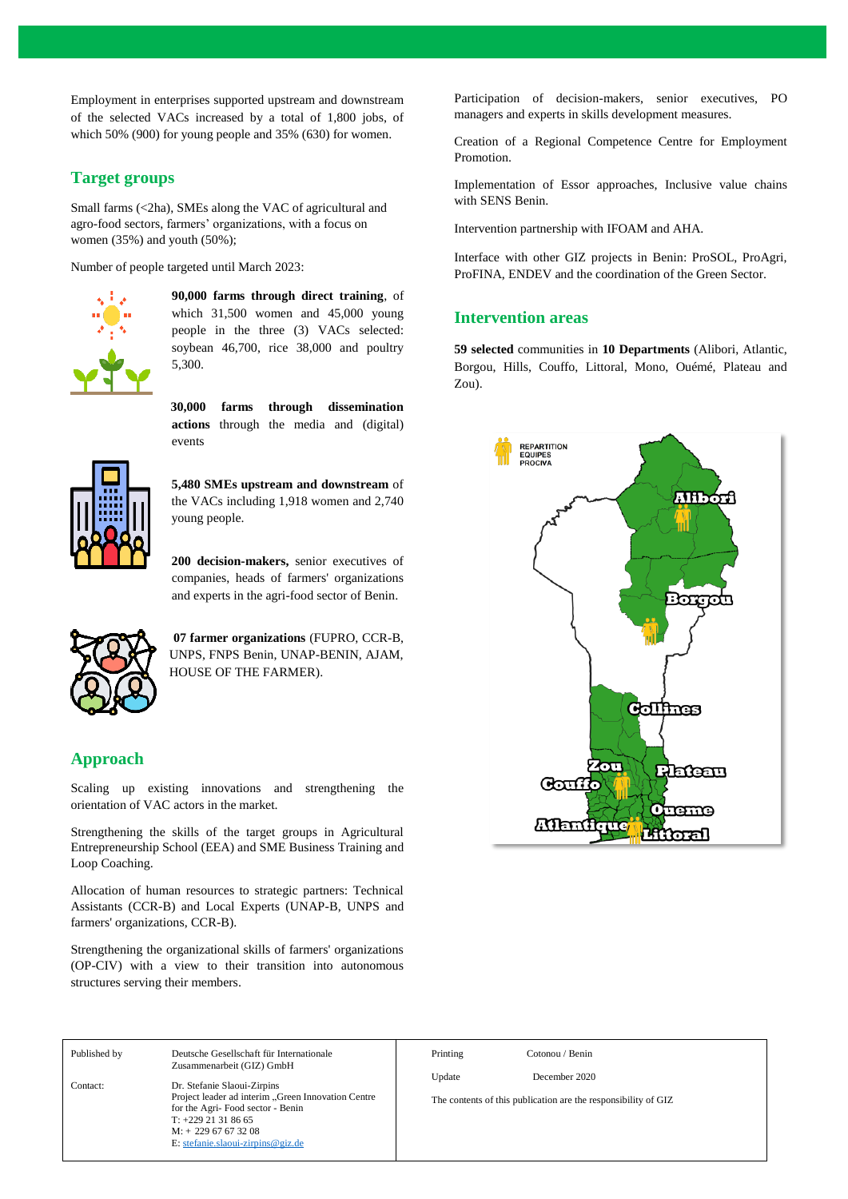Employment in enterprises supported upstream and downstream of the selected VACs increased by a total of 1,800 jobs, of which 50% (900) for young people and 35% (630) for women.

## Target groups

Small farms (<2ha), SMEs along the VAC of agricultural and agro-food sectors, farmers' organizations, with a focus on women (35%) and youth (50%);

Number of people targeted until March 2023:

**90,000 farms through direct training**, of which 31,500 women and 45,000 young people in the three (3) VACs selected: soybean 46,700, rice 38,000 and poultry 5,300.

**30,000 farms through dissemination actions** through the media and (digital) events

**5,480 SMEs upstream and downstream** of the VACs including 1,918 women and 2,740 young people.

**200 decision-makers,** senior executives of companies, heads of farmers' organizations and experts in the agri-food sector of Benin.

**07 farmer organizations** (FUPRO, CCR-B, UNPS, FNPS Benin, UNAP-BENIN, AJAM, HOUSE OF THE FARMER).

## Approach

Scaling up existing innovations and strengthening the orientation of VAC actors in the market.

Strengthening the skills of the target groups in Agricultural Entrepreneurship School (EEA) and SME Business Training and Loop Coaching.

Allocation of human resources to strategic partners: Technical Assistants (CCR-B) and Local Experts (UNAP-B, UNPS and farmers' organizations, CCR-B).

Strengthening the organizational skills of farmers' organizations (OP-CIV) with a view to their transition into autonomous structures serving their members.

Participation of decision-makers, senior executives, PO managers and experts in skills development measures.

Creation of a Regional Competence Centre for Employment Promotion.

Implementation of Essor approaches, Inclusive value chains with SENS Benin.

Intervention partnership with IFOAM and AHA.

Interface with other GIZ projects in Benin: ProSOL, ProAgri, ProFINA, ENDEV and the coordination of the Green Sector.

## Intervention areas

**59 selected** communities in **10 Departments** (Alibori, Atlantic, Borgou, Hills, Couffo, Littoral, Mono, Ouémé, Plateau and Zou).

REPARTITION EQUIPES PROCIVA

Alibori

Borgou

Collines

Zou

Plateau

Couffo

Oueme

Atlantique

Littoral

| | | | |
|---|---|---|---|
| Published by | Deutsche Gesellschaft für Internationale Zusammenarbeit (GIZ) GmbH | Printing | Cotonou / Benin |
| Contact: | Dr. Stefanie Slaoui-Zirpins<br>Project leader ad interim „Green Innovation Centre for the Agri- Food sector - Benin<br>T: +229 21 31 86 65<br>M: + 229 67 67 32 08<br>E: stefanie.slaoui-zirpins@giz.de | Update | December 2020 |
| | | The contents of this publication are the responsibility of GIZ | |